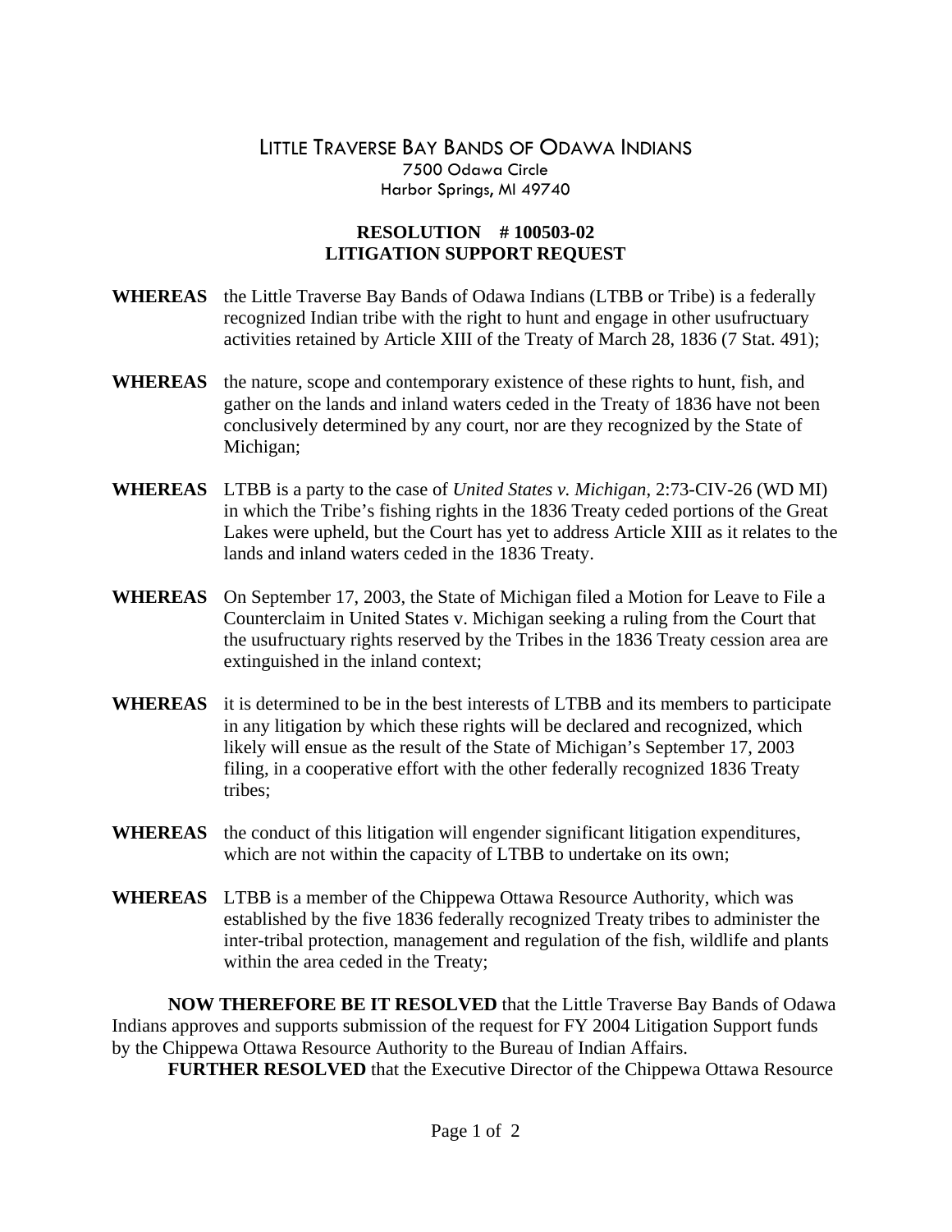# LITTLE TRAVERSE BAY BANDS OF ODAWA INDIANS

7500 Odawa Circle
Harbor Springs, MI 49740

## RESOLUTION # 100503-02
## LITIGATION SUPPORT REQUEST

**WHEREAS** the Little Traverse Bay Bands of Odawa Indians (LTBB or Tribe) is a federally recognized Indian tribe with the right to hunt and engage in other usufructuary activities retained by Article XIII of the Treaty of March 28, 1836 (7 Stat. 491);

**WHEREAS** the nature, scope and contemporary existence of these rights to hunt, fish, and gather on the lands and inland waters ceded in the Treaty of 1836 have not been conclusively determined by any court, nor are they recognized by the State of Michigan;

**WHEREAS** LTBB is a party to the case of *United States v. Michigan*, 2:73-CIV-26 (WD MI) in which the Tribe's fishing rights in the 1836 Treaty ceded portions of the Great Lakes were upheld, but the Court has yet to address Article XIII as it relates to the lands and inland waters ceded in the 1836 Treaty.

**WHEREAS** On September 17, 2003, the State of Michigan filed a Motion for Leave to File a Counterclaim in United States v. Michigan seeking a ruling from the Court that the usufructuary rights reserved by the Tribes in the 1836 Treaty cession area are extinguished in the inland context;

**WHEREAS** it is determined to be in the best interests of LTBB and its members to participate in any litigation by which these rights will be declared and recognized, which likely will ensue as the result of the State of Michigan's September 17, 2003 filing, in a cooperative effort with the other federally recognized 1836 Treaty tribes;

**WHEREAS** the conduct of this litigation will engender significant litigation expenditures, which are not within the capacity of LTBB to undertake on its own;

**WHEREAS** LTBB is a member of the Chippewa Ottawa Resource Authority, which was established by the five 1836 federally recognized Treaty tribes to administer the inter-tribal protection, management and regulation of the fish, wildlife and plants within the area ceded in the Treaty;

**NOW THEREFORE BE IT RESOLVED** that the Little Traverse Bay Bands of Odawa Indians approves and supports submission of the request for FY 2004 Litigation Support funds by the Chippewa Ottawa Resource Authority to the Bureau of Indian Affairs.

**FURTHER RESOLVED** that the Executive Director of the Chippewa Ottawa Resource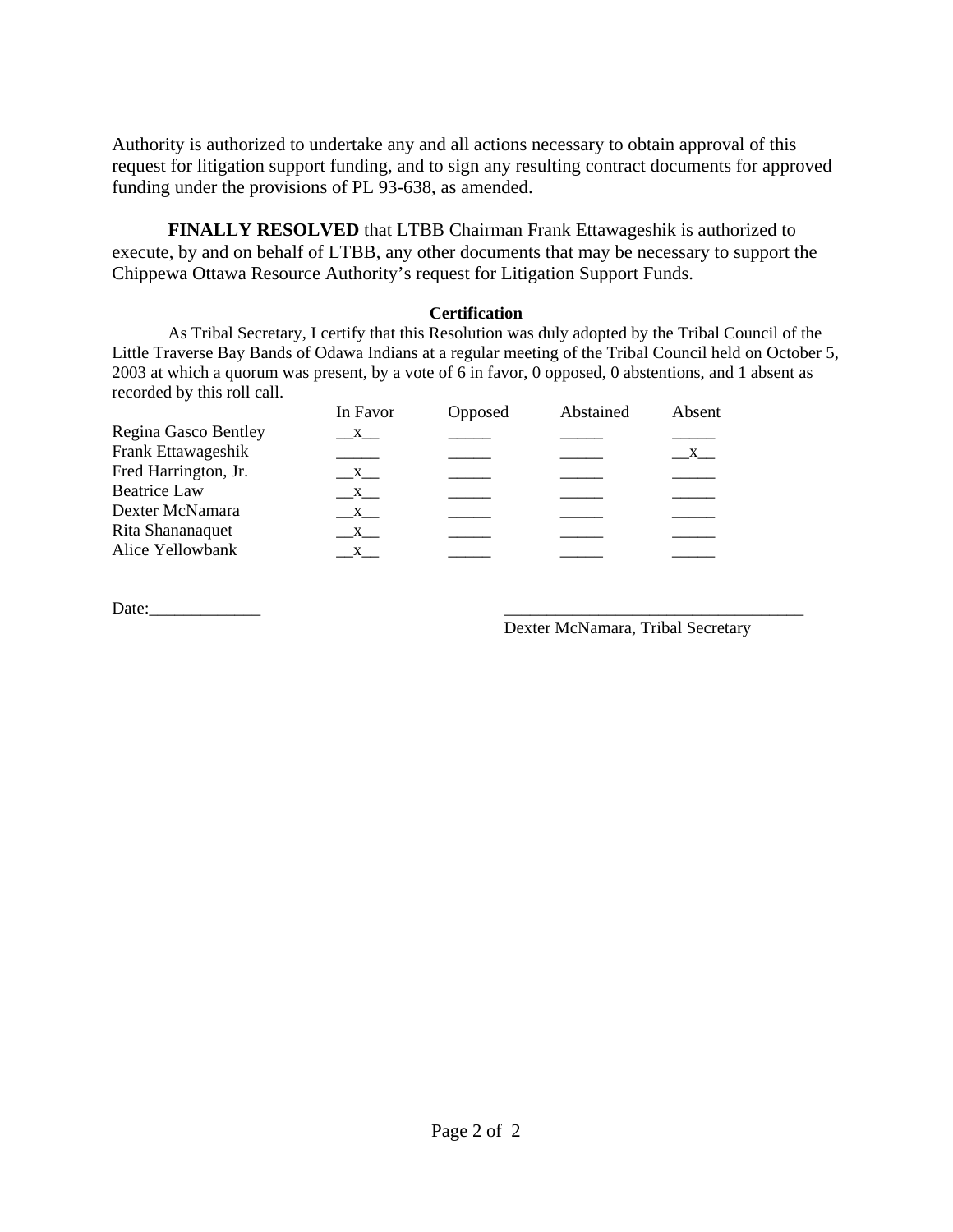Authority is authorized to undertake any and all actions necessary to obtain approval of this request for litigation support funding, and to sign any resulting contract documents for approved funding under the provisions of PL 93-638, as amended.

**FINALLY RESOLVED** that LTBB Chairman Frank Ettawageshik is authorized to execute, by and on behalf of LTBB, any other documents that may be necessary to support the Chippewa Ottawa Resource Authority's request for Litigation Support Funds.

**Certification**

As Tribal Secretary, I certify that this Resolution was duly adopted by the Tribal Council of the Little Traverse Bay Bands of Odawa Indians at a regular meeting of the Tribal Council held on October 5, 2003 at which a quorum was present, by a vote of 6 in favor, 0 opposed, 0 abstentions, and 1 absent as recorded by this roll call.

| | In Favor | Opposed | Abstained | Absent |
|---|---|---|---|---|
| Regina Gasco Bentley | x | | | |
| Frank Ettawageshik | | | | x |
| Fred Harrington, Jr. | x | | | |
| Beatrice Law | x | | | |
| Dexter McNamara | x | | | |
| Rita Shananaquet | x | | | |
| Alice Yellowbank | x | | | |

Date:_____________

___________________________________
Dexter McNamara, Tribal Secretary